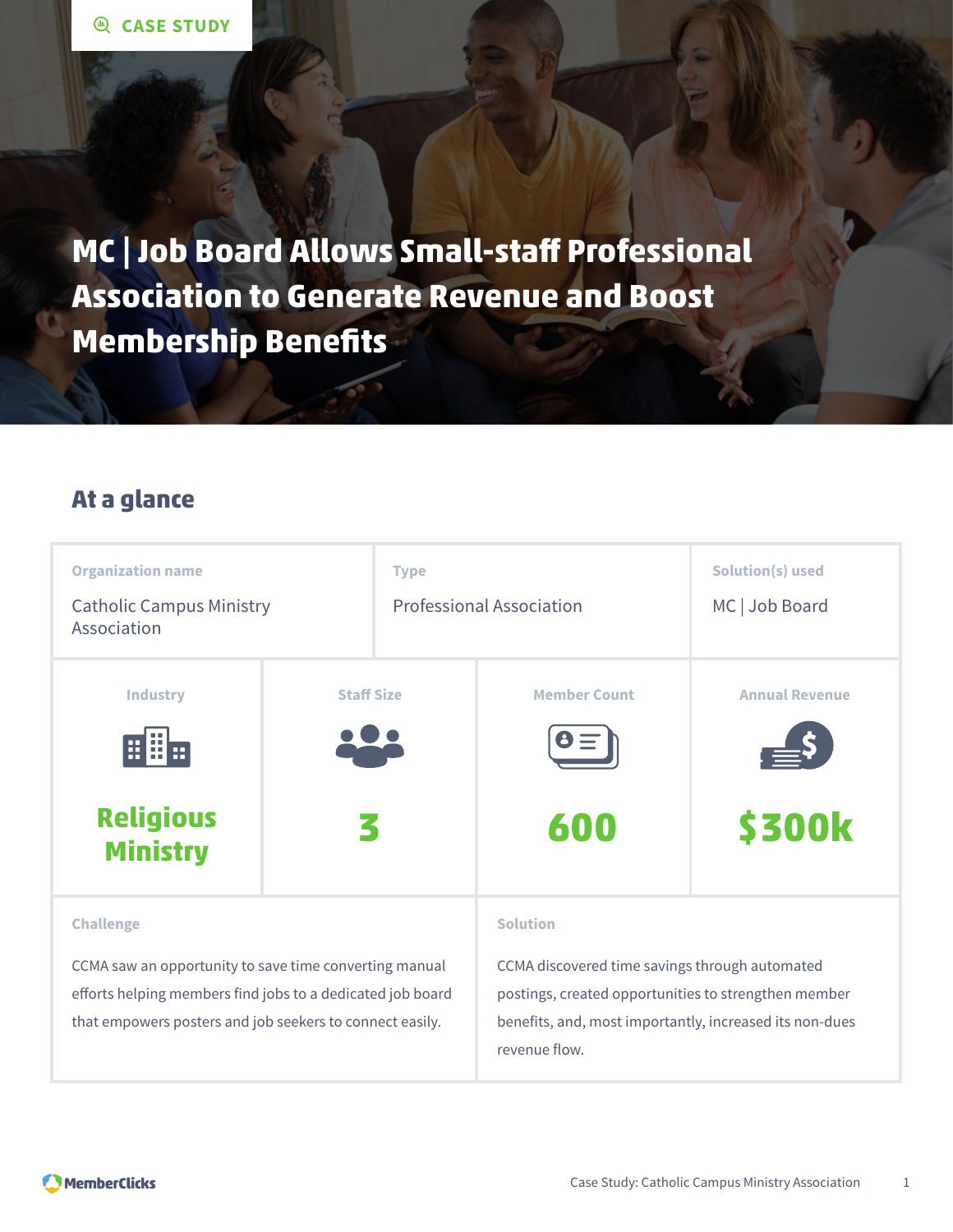CASE STUDY

# MC | Job Board Allows Small-staff Professional Association to Generate Revenue and Boost Membership Benefits

## At a glance

| Organization name | Type | Solution(s) used |
|---|---|---|
| Catholic Campus Ministry Association | Professional Association | MC \| Job Board |

| Industry | Staff Size | Member Count | Annual Revenue |
|---|---|---|---|
| **Religious Ministry** | **3** | **600** | **$300k** |

**Challenge**

CCMA saw an opportunity to save time converting manual efforts helping members find jobs to a dedicated job board that empowers posters and job seekers to connect easily.

**Solution**

CCMA discovered time savings through automated postings, created opportunities to strengthen member benefits, and, most importantly, increased its non-dues revenue flow.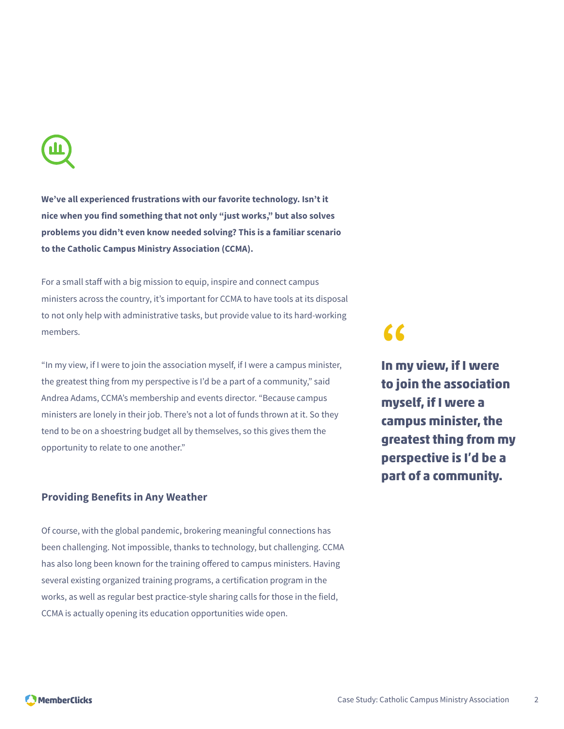**We've all experienced frustrations with our favorite technology. Isn't it nice when you find something that not only "just works," but also solves problems you didn't even know needed solving? This is a familiar scenario to the Catholic Campus Ministry Association (CCMA).**

For a small staff with a big mission to equip, inspire and connect campus ministers across the country, it's important for CCMA to have tools at its disposal to not only help with administrative tasks, but provide value to its hard-working members.

"In my view, if I were to join the association myself, if I were a campus minister, the greatest thing from my perspective is I'd be a part of a community," said Andrea Adams, CCMA's membership and events director. "Because campus ministers are lonely in their job. There's not a lot of funds thrown at it. So they tend to be on a shoestring budget all by themselves, so this gives them the opportunity to relate to one another."

> **In my view, if I were to join the association myself, if I were a campus minister, the greatest thing from my perspective is I'd be a part of a community.**

### Providing Benefits in Any Weather

Of course, with the global pandemic, brokering meaningful connections has been challenging. Not impossible, thanks to technology, but challenging. CCMA has also long been known for the training offered to campus ministers. Having several existing organized training programs, a certification program in the works, as well as regular best practice-style sharing calls for those in the field, CCMA is actually opening its education opportunities wide open.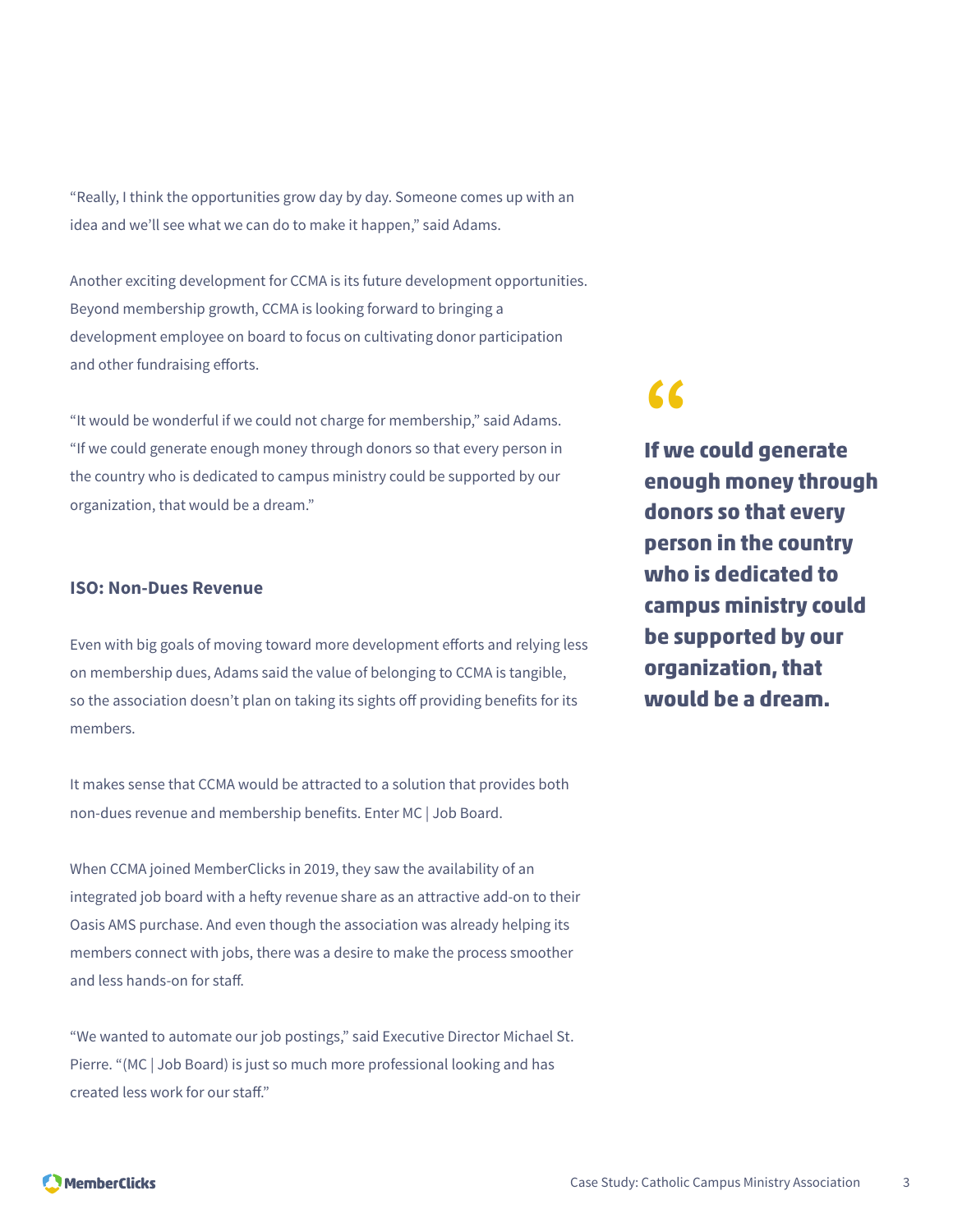"Really, I think the opportunities grow day by day. Someone comes up with an idea and we'll see what we can do to make it happen," said Adams.

Another exciting development for CCMA is its future development opportunities. Beyond membership growth, CCMA is looking forward to bringing a development employee on board to focus on cultivating donor participation and other fundraising efforts.

"It would be wonderful if we could not charge for membership," said Adams. "If we could generate enough money through donors so that every person in the country who is dedicated to campus ministry could be supported by our organization, that would be a dream."

> **If we could generate enough money through donors so that every person in the country who is dedicated to campus ministry could be supported by our organization, that would be a dream.**

### ISO: Non-Dues Revenue

Even with big goals of moving toward more development efforts and relying less on membership dues, Adams said the value of belonging to CCMA is tangible, so the association doesn't plan on taking its sights off providing benefits for its members.

It makes sense that CCMA would be attracted to a solution that provides both non-dues revenue and membership benefits. Enter MC | Job Board.

When CCMA joined MemberClicks in 2019, they saw the availability of an integrated job board with a hefty revenue share as an attractive add-on to their Oasis AMS purchase. And even though the association was already helping its members connect with jobs, there was a desire to make the process smoother and less hands-on for staff.

"We wanted to automate our job postings," said Executive Director Michael St. Pierre. "(MC | Job Board) is just so much more professional looking and has created less work for our staff."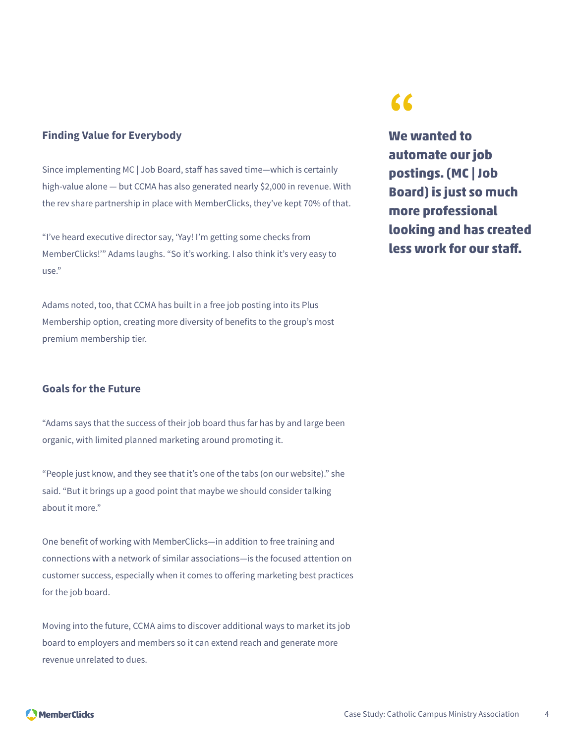## Finding Value for Everybody

Since implementing MC | Job Board, staff has saved time—which is certainly high-value alone — but CCMA has also generated nearly $2,000 in revenue. With the rev share partnership in place with MemberClicks, they've kept 70% of that.

"I've heard executive director say, 'Yay! I'm getting some checks from MemberClicks!'" Adams laughs. "So it's working. I also think it's very easy to use."

Adams noted, too, that CCMA has built in a free job posting into its Plus Membership option, creating more diversity of benefits to the group's most premium membership tier.

## Goals for the Future

"Adams says that the success of their job board thus far has by and large been organic, with limited planned marketing around promoting it.

"People just know, and they see that it's one of the tabs (on our website)." she said. "But it brings up a good point that maybe we should consider talking about it more."

One benefit of working with MemberClicks—in addition to free training and connections with a network of similar associations—is the focused attention on customer success, especially when it comes to offering marketing best practices for the job board.

Moving into the future, CCMA aims to discover additional ways to market its job board to employers and members so it can extend reach and generate more revenue unrelated to dues.

> **We wanted to automate our job postings. (MC | Job Board) is just so much more professional looking and has created less work for our staff.**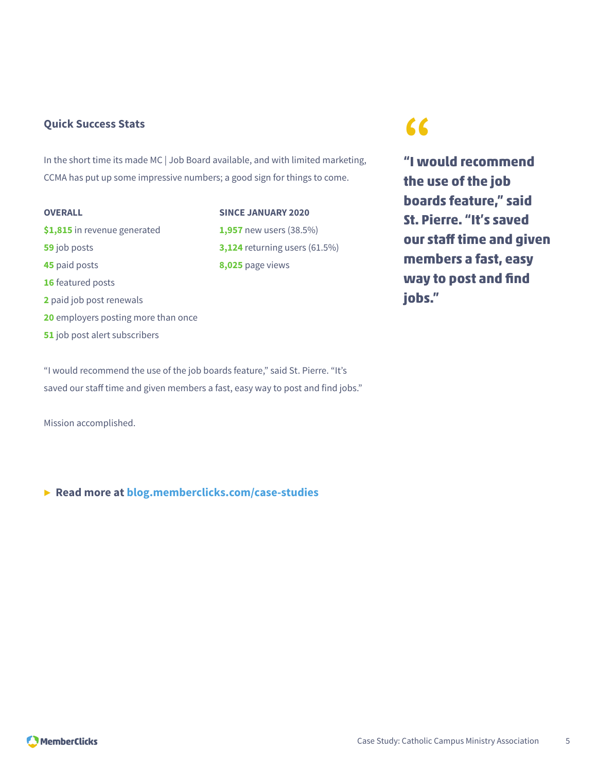## Quick Success Stats

In the short time its made MC | Job Board available, and with limited marketing, CCMA has put up some impressive numbers; a good sign for things to come.

**OVERALL**

**$1,815** in revenue generated
**59** job posts
**45** paid posts
**16** featured posts
**2** paid job post renewals
**20** employers posting more than once
**51** job post alert subscribers

**SINCE JANUARY 2020**

**1,957** new users (38.5%)
**3,124** returning users (61.5%)
**8,025** page views

"I would recommend the use of the job boards feature," said St. Pierre. "It's saved our staff time and given members a fast, easy way to post and find jobs."

Mission accomplished.

**"I would recommend the use of the job boards feature," said St. Pierre. "It's saved our staff time and given members a fast, easy way to post and find jobs."**

▶ **Read more at blog.memberclicks.com/case-studies**